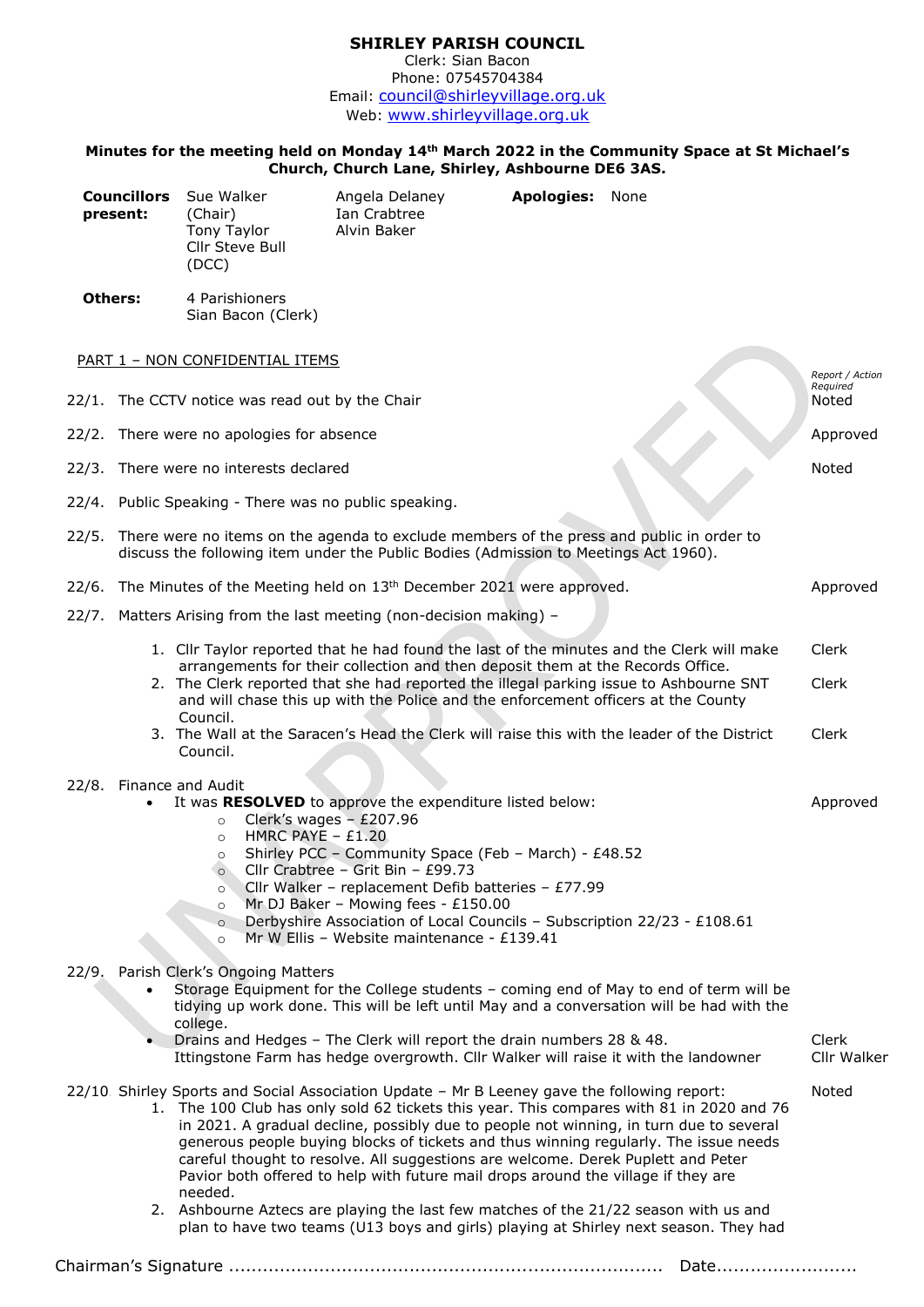# SHIRLEY PARISH COUNCIL

Clerk: Sian Bacon
Phone: 07545704384
Email: council@shirleyvillage.org.uk
Web: www.shirleyvillage.org.uk

**Minutes for the meeting held on Monday 14th March 2022 in the Community Space at St Michael's Church, Church Lane, Shirley, Ashbourne DE6 3AS.**

| | | | | |
|---|---|---|---|---|
| **Councillors present:** | Sue Walker (Chair)<br>Tony Taylor<br>Cllr Steve Bull (DCC) | Angela Delaney<br>Ian Crabtree<br>Alvin Baker | **Apologies:** | None |
| **Others:** | 4 Parishioners<br>Sian Bacon (Clerk) | | | |

PART 1 – NON CONFIDENTIAL ITEMS

*Report / Action Required*

22/1. The CCTV notice was read out by the Chair — Noted

22/2. There were no apologies for absence — Approved

22/3. There were no interests declared — Noted

22/4. Public Speaking - There was no public speaking.

22/5. There were no items on the agenda to exclude members of the press and public in order to discuss the following item under the Public Bodies (Admission to Meetings Act 1960).

22/6. The Minutes of the Meeting held on 13th December 2021 were approved. — Approved

22/7. Matters Arising from the last meeting (non-decision making) –

1. Cllr Taylor reported that he had found the last of the minutes and the Clerk will make arrangements for their collection and then deposit them at the Records Office. — Clerk
2. The Clerk reported that she had reported the illegal parking issue to Ashbourne SNT and will chase this up with the Police and the enforcement officers at the County Council. — Clerk
3. The Wall at the Saracen's Head the Clerk will raise this with the leader of the District Council. — Clerk

22/8. Finance and Audit

- It was **RESOLVED** to approve the expenditure listed below: — Approved
  - Clerk's wages – £207.96
  - HMRC PAYE – £1.20
  - Shirley PCC – Community Space (Feb – March) - £48.52
  - Cllr Crabtree – Grit Bin – £99.73
  - Cllr Walker – replacement Defib batteries – £77.99
  - Mr DJ Baker – Mowing fees - £150.00
  - Derbyshire Association of Local Councils – Subscription 22/23 - £108.61
  - Mr W Ellis – Website maintenance - £139.41

22/9. Parish Clerk's Ongoing Matters

- Storage Equipment for the College students – coming end of May to end of term will be tidying up work done. This will be left until May and a conversation will be had with the college.
- Drains and Hedges – The Clerk will report the drain numbers 28 & 48. — Clerk
  Ittingstone Farm has hedge overgrowth. Cllr Walker will raise it with the landowner — Cllr Walker

22/10 Shirley Sports and Social Association Update – Mr B Leeney gave the following report: — Noted

1. The 100 Club has only sold 62 tickets this year. This compares with 81 in 2020 and 76 in 2021. A gradual decline, possibly due to people not winning, in turn due to several generous people buying blocks of tickets and thus winning regularly. The issue needs careful thought to resolve. All suggestions are welcome. Derek Puplett and Peter Pavior both offered to help with future mail drops around the village if they are needed.
2. Ashbourne Aztecs are playing the last few matches of the 21/22 season with us and plan to have two teams (U13 boys and girls) playing at Shirley next season. They had

Chairman's Signature ............................................................................ Date.........................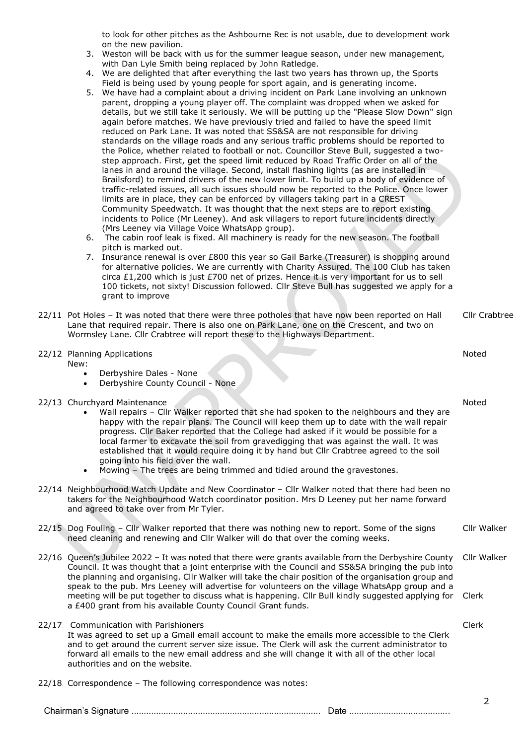to look for other pitches as the Ashbourne Rec is not usable, due to development work on the new pavilion.

3. Weston will be back with us for the summer league season, under new management, with Dan Lyle Smith being replaced by John Ratledge.
4. We are delighted that after everything the last two years has thrown up, the Sports Field is being used by young people for sport again, and is generating income.
5. We have had a complaint about a driving incident on Park Lane involving an unknown parent, dropping a young player off. The complaint was dropped when we asked for details, but we still take it seriously. We will be putting up the "Please Slow Down" sign again before matches. We have previously tried and failed to have the speed limit reduced on Park Lane. It was noted that SS&SA are not responsible for driving standards on the village roads and any serious traffic problems should be reported to the Police, whether related to football or not. Councillor Steve Bull, suggested a two-step approach. First, get the speed limit reduced by Road Traffic Order on all of the lanes in and around the village. Second, install flashing lights (as are installed in Brailsford) to remind drivers of the new lower limit. To build up a body of evidence of traffic-related issues, all such issues should now be reported to the Police. Once lower limits are in place, they can be enforced by villagers taking part in a CREST Community Speedwatch. It was thought that the next steps are to report existing incidents to Police (Mr Leeney). And ask villagers to report future incidents directly (Mrs Leeney via Village Voice WhatsApp group).
6. The cabin roof leak is fixed. All machinery is ready for the new season. The football pitch is marked out.
7. Insurance renewal is over £800 this year so Gail Barke (Treasurer) is shopping around for alternative policies. We are currently with Charity Assured. The 100 Club has taken circa £1,200 which is just £700 net of prizes. Hence it is very important for us to sell 100 tickets, not sixty! Discussion followed. Cllr Steve Bull has suggested we apply for a grant to improve

22/11 Pot Holes – It was noted that there were three potholes that have now been reported on Hall Lane that required repair. There is also one on Park Lane, one on the Crescent, and two on Wormsley Lane. Cllr Crabtree will report these to the Highways Department. — **Cllr Crabtree**

22/12 Planning Applications — **Noted**

New:

- Derbyshire Dales - None
- Derbyshire County Council - None

22/13 Churchyard Maintenance — **Noted**

- Wall repairs – Cllr Walker reported that she had spoken to the neighbours and they are happy with the repair plans. The Council will keep them up to date with the wall repair progress. Cllr Baker reported that the College had asked if it would be possible for a local farmer to excavate the soil from gravedigging that was against the wall. It was established that it would require doing it by hand but Cllr Crabtree agreed to the soil going into his field over the wall.
- Mowing – The trees are being trimmed and tidied around the gravestones.

22/14 Neighbourhood Watch Update and New Coordinator – Cllr Walker noted that there had been no takers for the Neighbourhood Watch coordinator position. Mrs D Leeney put her name forward and agreed to take over from Mr Tyler.

22/15 Dog Fouling – Cllr Walker reported that there was nothing new to report. Some of the signs need cleaning and renewing and Cllr Walker will do that over the coming weeks. — **Cllr Walker**

22/16 Queen's Jubilee 2022 – It was noted that there were grants available from the Derbyshire County Council. It was thought that a joint enterprise with the Council and SS&SA bringing the pub into the planning and organising. Cllr Walker will take the chair position of the organisation group and speak to the pub. Mrs Leeney will advertise for volunteers on the village WhatsApp group and a meeting will be put together to discuss what is happening. Cllr Bull kindly suggested applying for a £400 grant from his available County Council Grant funds. — **Cllr Walker** / **Clerk**

22/17 Communication with Parishioners — **Clerk**

It was agreed to set up a Gmail email account to make the emails more accessible to the Clerk and to get around the current server size issue. The Clerk will ask the current administrator to forward all emails to the new email address and she will change it with all of the other local authorities and on the website.

22/18 Correspondence – The following correspondence was notes:

Chairman's Signature ............................................................................ Date ........................................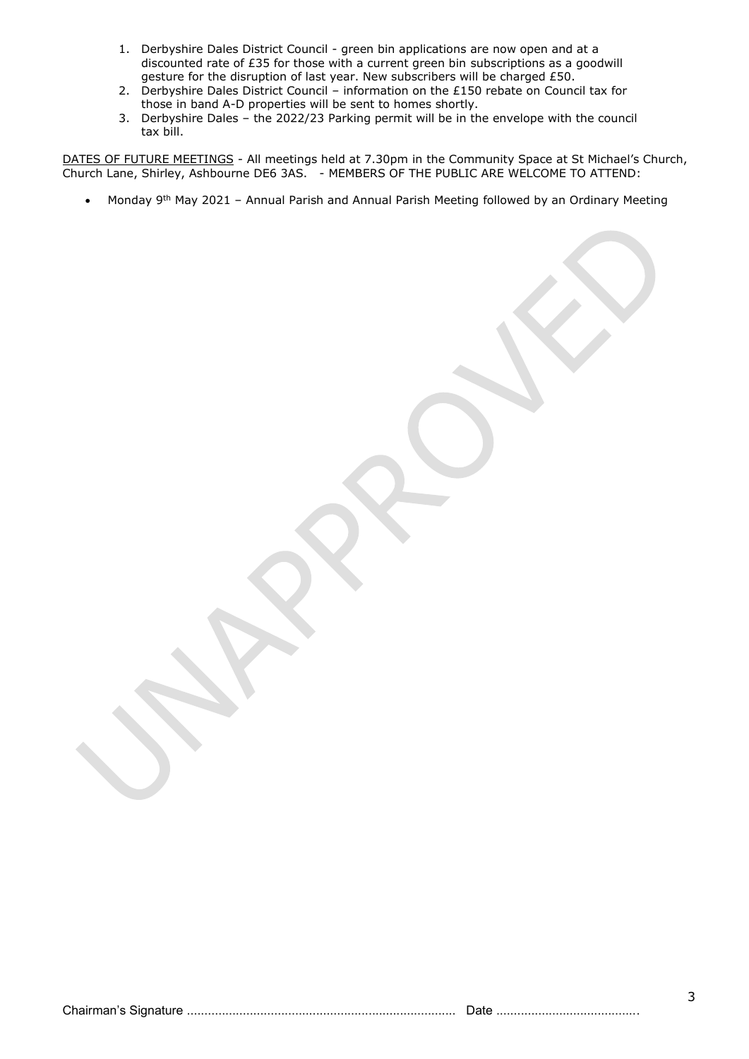1. Derbyshire Dales District Council - green bin applications are now open and at a discounted rate of £35 for those with a current green bin subscriptions as a goodwill gesture for the disruption of last year. New subscribers will be charged £50.
2. Derbyshire Dales District Council – information on the £150 rebate on Council tax for those in band A-D properties will be sent to homes shortly.
3. Derbyshire Dales – the 2022/23 Parking permit will be in the envelope with the council tax bill.

DATES OF FUTURE MEETINGS - All meetings held at 7.30pm in the Community Space at St Michael's Church, Church Lane, Shirley, Ashbourne DE6 3AS. - MEMBERS OF THE PUBLIC ARE WELCOME TO ATTEND:

- Monday 9th May 2021 – Annual Parish and Annual Parish Meeting followed by an Ordinary Meeting

UNAPPROVED

Chairman's Signature ............................................................................ Date ........................................